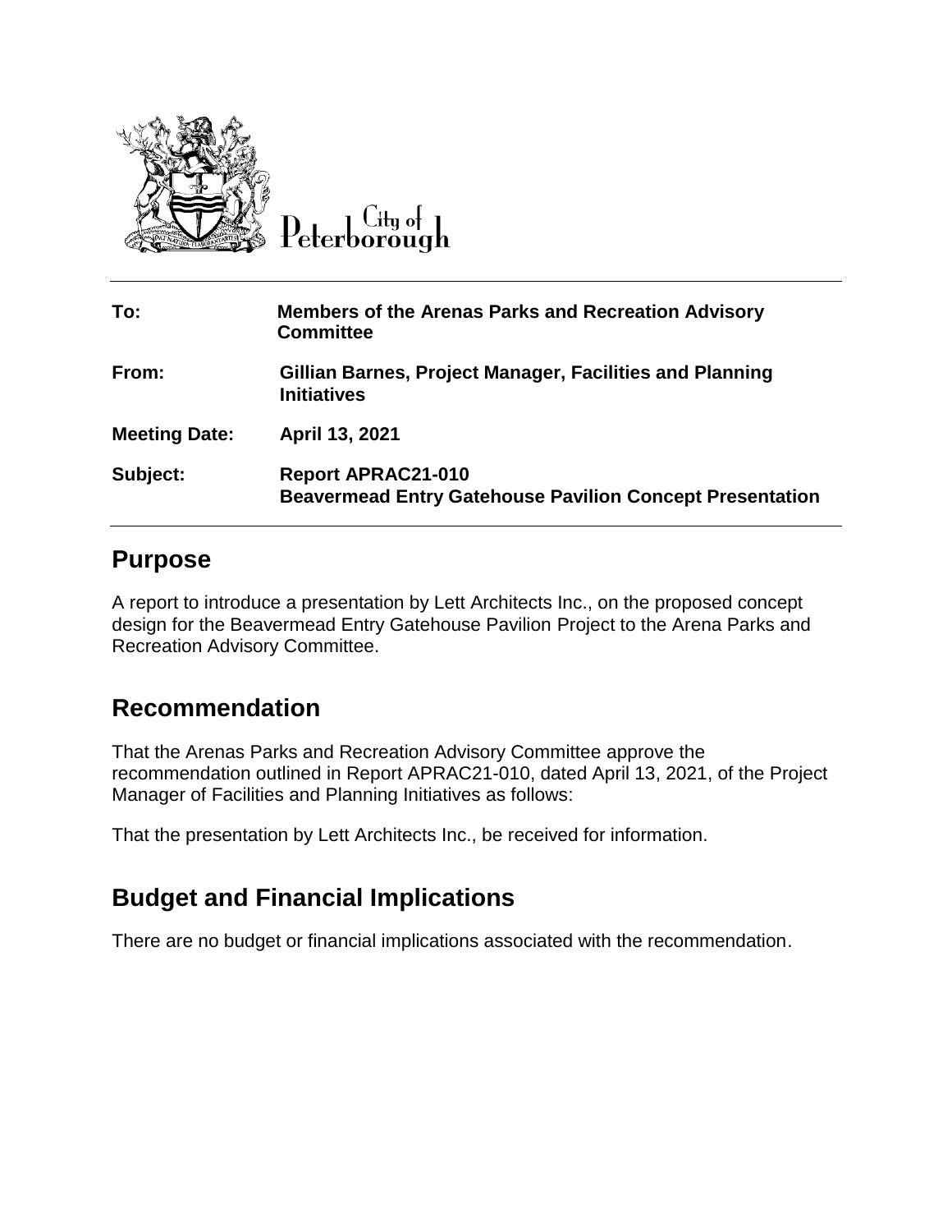City of Peterborough

| | |
|---|---|
| **To:** | **Members of the Arenas Parks and Recreation Advisory Committee** |
| **From:** | **Gillian Barnes, Project Manager, Facilities and Planning Initiatives** |
| **Meeting Date:** | **April 13, 2021** |
| **Subject:** | **Report APRAC21-010**<br>**Beavermead Entry Gatehouse Pavilion Concept Presentation** |

## Purpose

A report to introduce a presentation by Lett Architects Inc., on the proposed concept design for the Beavermead Entry Gatehouse Pavilion Project to the Arena Parks and Recreation Advisory Committee.

## Recommendation

That the Arenas Parks and Recreation Advisory Committee approve the recommendation outlined in Report APRAC21-010, dated April 13, 2021, of the Project Manager of Facilities and Planning Initiatives as follows:

That the presentation by Lett Architects Inc., be received for information.

## Budget and Financial Implications

There are no budget or financial implications associated with the recommendation.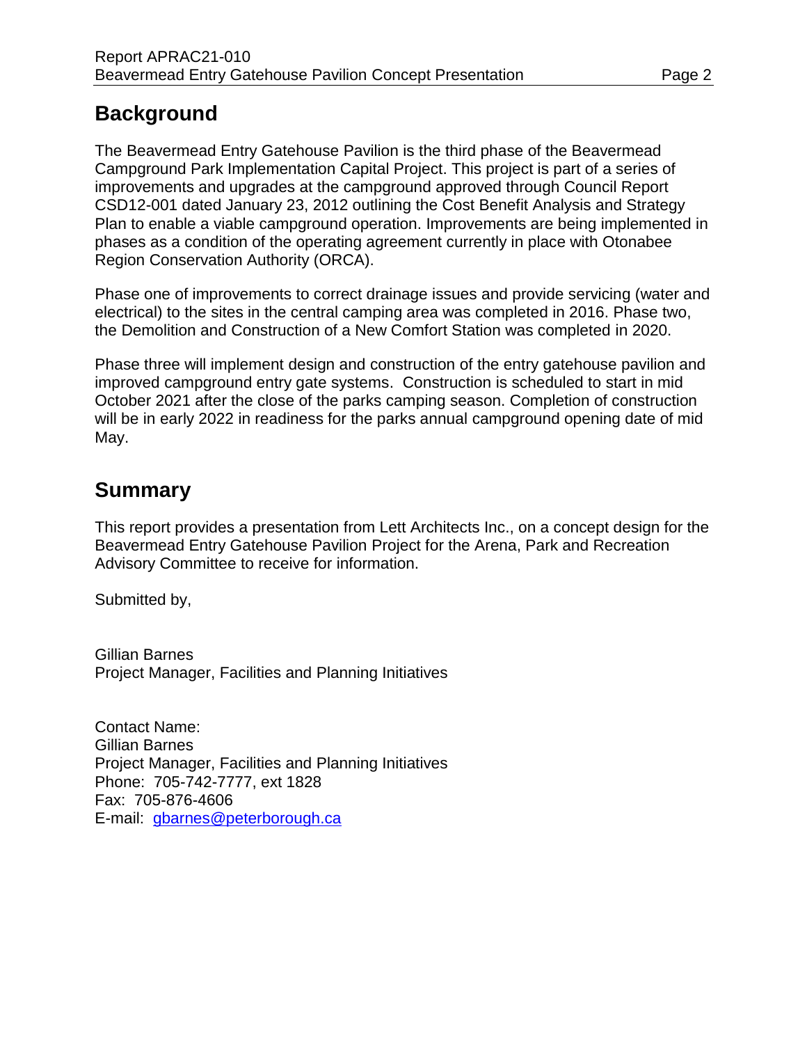## Background

The Beavermead Entry Gatehouse Pavilion is the third phase of the Beavermead Campground Park Implementation Capital Project. This project is part of a series of improvements and upgrades at the campground approved through Council Report CSD12-001 dated January 23, 2012 outlining the Cost Benefit Analysis and Strategy Plan to enable a viable campground operation. Improvements are being implemented in phases as a condition of the operating agreement currently in place with Otonabee Region Conservation Authority (ORCA).

Phase one of improvements to correct drainage issues and provide servicing (water and electrical) to the sites in the central camping area was completed in 2016. Phase two, the Demolition and Construction of a New Comfort Station was completed in 2020.

Phase three will implement design and construction of the entry gatehouse pavilion and improved campground entry gate systems. Construction is scheduled to start in mid October 2021 after the close of the parks camping season. Completion of construction will be in early 2022 in readiness for the parks annual campground opening date of mid May.

## Summary

This report provides a presentation from Lett Architects Inc., on a concept design for the Beavermead Entry Gatehouse Pavilion Project for the Arena, Park and Recreation Advisory Committee to receive for information.

Submitted by,

Gillian Barnes
Project Manager, Facilities and Planning Initiatives

Contact Name:
Gillian Barnes
Project Manager, Facilities and Planning Initiatives
Phone: 705-742-7777, ext 1828
Fax: 705-876-4606
E-mail: gbarnes@peterborough.ca